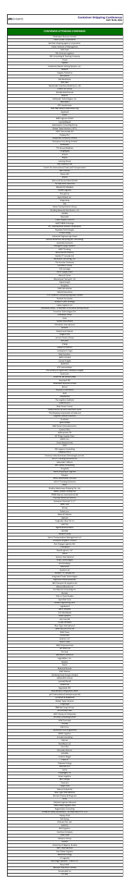# Container Shipping Conference

## CONFIRMED ATTENDING COMPANIES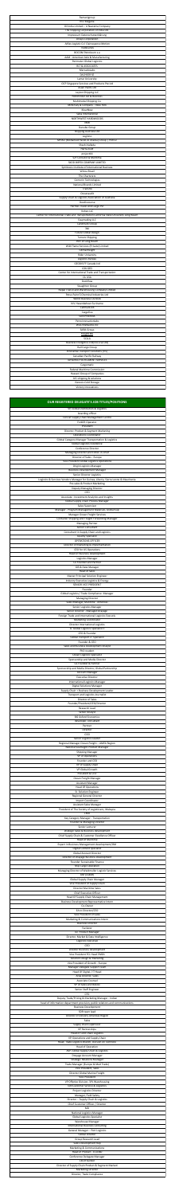| |
|---|
| Banangeorg |
| Vita Pacifica |
| Alfimdo Infinet - A Norsecha company |
| Top Shipping Consultants and Brokers Ltd |
| Investment Districts Freesafe Holding |
| SERVICE MARKETS |
| Ardex Logistics / Transmarine Holding |
| Seabourne |
| BASCAN Electronics LLC |
| ARM - Jonathan Sons & Manufacturing |
| Panorama Montes Logistics |
| H.C. & ADLY & GYTT |
| Maritech Ltd. |
| SAMMAR SA |
| Lamar University |
| EALF Singapore Services and Products Pte Ltd |
| Asian Contractors |
| Suzano Shipping Ltd |
| Seabrokers Ltd & Partners |
| Multimodal Shipping Ltd |
| ALTA Grain Services - Frank Hock |
| Nova Beta |
| Sabo International |
| MAF PHASE / NORDWALDEN |
| ZCWL |
| Globalia Group |
| Shipping Services Ltd |
| Wigamo |
| MMMC (Maritime Matters & Marine Consulting) / Malta |
| Chart Shipping |
| Ha-Tec A/S |
| seesystem |
| TLF Consulting Maritime |
| BALA Maritime (Sweden Coast SL) |
| Spedition und Logistik Verband Österreich |
| Whiley Board |
| The Charterers |
| Ecometric Technologies |
| Reeves Brothers Limited |
| Kimber |
| Viewboard |
| Supply Chain & Logistics Association of Australia |
| Steelconsult |
| Nordax Global Consulting Pte |
| Jordan Ltd |
| Center for International Trade and Transportation (Cal State Long Beach)/UC Berkeley Global Healthcare Medical Center |
| Clearholding B.V. |
| Lamforthe Group |
| SRL |
| Transmarine Freight |
| Reborne Shipping |
| Max Holding Board |
| Wild Flow Services (Pty) Ltd Limited |
| LKS Delivery AB |
| Bolar Chemicals |
| Logistics Bureau |
| GREARCTY Canada Ltd |
| ICAT ADIT |
| Center for International Trade and Transportation |
| Cls Solar |
| Bootflow |
| Naughton Group |
| Helper Trans Logistics Freight Logistics Limited |
| Abba Katta & Dalanta Embarcación Ltd |
| Tayeld Assessor Company |
| Vim Feuerisseleren Fischerei |
| Carbonsorts |
| Longdistrip |
| KAPSOTRONS |
| Peron (Swazik) Ltd |
| WWS Maritime Ltd |
| Tallik Airways |
| Watbank |
| Vivene |
| Maritime Intelligence Intercon Group SRL |
| Stell Logis Group |
| International Maritime Consultants (IMC) |
| Samanthe, Pacific, Northwise |
| Caffaro/Rest Transport Statistics Division |
| Cargomatic |
| National Maritime Commission |
| Pawnee Shipping Corporation |
| ATL Shipping & Lubrication |
| Rabobank Gold Exchange |
| Witness International |

## OUR REGISTERED DELEGATE'S JOB TITLES/POSITIONS

| |
|---|
| GM Global Distribution & Logistics |
| Boarding officer |
| General Logistic Fleet & Management Control |
| Freight Forwarder |
| Director |
| Director, Product & Segment Marketing |
| President |
| Global Category Manager, Transportation & Logistics |
| Global Logistics Consultant |
| Conference Director |
| Managing Director and Senior Partner |
| Board Director/Chairman |
| Vice President Global Logistics Operations |
| Export Logistics Manager |
| Business Development Manager |
| Senior Director Logistics |
| Logistics & Customs Services Manager - Asia Pacific/Japan region - Corporate & Headquarters |
| Principle & Product Marketing |
| Director/Managing Director |
| COO |
| Associate - Economics Analytics and Insights |
| Global Supply Chain Process Manager |
| Sales Supervisor |
| Manager - Projects/Management Marketer, Mediterraneo |
| Manager Ocean Freight Services |
| Comittee / Shipping and Freight & Planning Manager |
| Managing Partner |
| Senior Consultant |
| Consultant at Supply Chain and Logistics |
| Quality Specialist |
| OPERATIONS OFFICER |
| Director Marketing & Communication |
| CEO for EC Operations |
| Head of Business Development |
| Logistics Manager |
| Co-Founder & Key Staff |
| CIO & Data Manager |
| Head of Sales |
| Vikram Principal Solution Engineer |
| Industry Executive Logistics & Energy |
| Director and President |
| Founder |
| Global Logistics / Trade Compliance Manager |
| Managing Director |
| Vice President |
| Senior Logistics Manager |
| Senior Director - Managed Solutions |
| Foreign Trade and International Logistics Analyst |
| Marketing Coordinator |
| Director of Logistics (Logistics) |
| Sr Global Logistics Operations |
| CEO & Founder |
| Global Transport & Compliance |
| Founder & CEO |
| Head of Business Development Europe |
| Vice-resident |
| Global Logistics Specialist |
| Sponsorship and Media Director |
| Co-Founder & Director |
| Sponsorship and Media Director (Global Solutions) |
| Contract Manager |
| Executive Director |
| International Logistics Manager |
| Digital Innovation Manager |
| Supply Chain / Business Development Manager |
| Transport and Logistics Assistant |
| Director of Sales |
| Associate/President/CEO/Director |
| Research Lead |
| Senior Analyst |
| BN Global Economics |
| Managing - Consultant |
| Partner |
| Manager |
| CEO |
| Senior Logistics Leader |
| Regional Manager Ocean Freight - AMEA Region |
| Research and Development Manager |
| Shipping Manager |
| VP of Operations |
| Founder and CEO |
| VP of Supply Chain |
| Vice President |
| President & CEO |
| Ocean Freight Manager |
| Assistant Manager |
| Head of Operations |
| Procurement Manager |
| Director / Brand Management |
| Regional Business Director |
| Project Coordinator |
| Customer Sales Manager |
| President of The Society of Logisticians, Malaysia |
| Officer |
| Key Category Manager - Transportation |
| Founder & Managing Director |
| Senior Lecturer |
| Strategic Sales & Business Development |
| Chief Supply Chain & Customer Excellence Officer |
| Head of Warehouse |
| Export & Business Management Development/BM |
| Digital Innovation Lead |
| Global Account Director |
| Corporate Campaign Business Development |
| Founder Sustainable Finance |
| Web Page Operations |
| Managing Director of Expeditors Logistic Services |
| Chief Executive |
| Global Supply Chain Manager |
| Vice President of Supply Chain |
| Director Maritime Team |
| Chief Operating Officer |
| Head of Supply Chain Management |
| Business Development Representative Senior |
| Co-Owner |
| Sales Director/CEO |
| Consultant |
| Marketing & Communications Intern |
| Business Director |
| Facilitator |
| Sr. Product Manager |
| Director, Market & Trade Intelligence |
| Logistics Manager |
| CIO |
| Director Business Development |
| Vice President EU Head FRMS |
| Business Development Intern |
| Vice President of Growth - Europe |
| Manager Margaret Supply Chain |
| Head of Digital / IT Head |
| Vice Director Sales |
| Associate Counsel |
| VP Of Sales and Service |
| Senior Staff Engineer |
| CEO |
| Deputy Trade/Analysis Manufacturing Manager - Indian |
| Head of Information department (products, public relations and communications) |
| Business Development |
| Software Lead |
| Assistant Professor-Maritime Studies |
| Sales |
| Logistic Administration |
| VP Partnerships |
| Founder and Chief Logistics |
| VP Operations and Supply Chain |
| Head, Global Logistics Product Strategy and Solutions |
| Head of Operation |
| VP Global Supply Chain & Logistics |
| Strategic Account Manager |
| Senior Manager |
| Trade Manager (Europe & Mid-East) |
| Vice President, Sales |
| Director Global Marine Freight |
| Vice President |
| VP Planning Analytics; VPs Warehousing |
| Administrative Assistant Analyst |
| Project Logistics Director |
| Manager, Field Sales |
| Director - Supply Chain & Logistics |
| Chief Executive Officer / Founder |
| SVP |
| National Logistics Manager |
| Global Logistics Specialist |
| Warehouse Manager |
| Director Product Marketing |
| General Manager - Intel Logistics |
| Global Strategy |
| Group Research Lead |
| Head Development Asia |
| Marketing & Communications |
| Chief of Procure - Europe |
| Coordinator Navigator Manager |
| CEO/Chairman |
| Director of Supply Chain Product & Segment Market |
| Marketing Director |
| Director, Trade Compliance |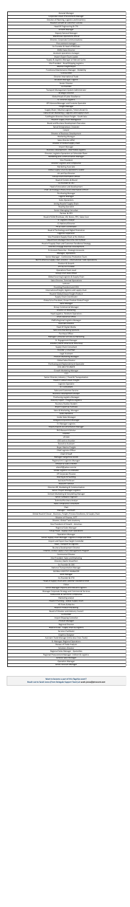General Manager
Corporate Global Procurement Manager
Director of Planning, Logistics and Inventory
Regional Partner & Executive Advisor
Head Of Engineering & CTO
Durable Exec Mgr
Supply Chain Lead Manager
Distribution Operations Officer
Director, Corporate Communications
Procurement manager
Co-Founder & Head of Software
Global Sales Director
Assistant operations Manager
Export Supply Chain Leader
Supply & Logistics Manager at Hazmat Cyrlic
Vice President - Road Shipping Logistics
Head of Logistics
Commercial Maintenance Manager - Reliability
Vice President
Director, International Trade
Division Manager - Logistics
Senior Director
Co-Founder
Transport Management System Administrator
Logistic Manager
Global Head of Labor Excellence
Sr. Director Logistics
EHS Business Manager and Customer Specialist
Project Manager
Supply Chain / Material Logistics, Global Manager
Head of Site Marketing / Logistics and Supply Chain
Colleagues Director, Global Freight - South Asia
Regional Supply Chain Management
Brand and Business Development Executive
Retail Management Associate
Lawyer
Director of Business Development
Marketing Manager
Sales Director (VHC)
Director, Global Supply Chain
Import Manager
Business Development - Free Trade Logistics
Director, Logistics Operations at Worldwide Water
Marketing and Communications Manager
Sales Director
Director, Logistics and Compliance
Marketing Associate
Global Supply Chain & Operations Leader
VP and Vice Director
Data Systems Information Officer
Head of Controls & Retail
Co-Founder & CEO
Head of Innovation and Development
Chief Technology Officer, Mobile Applications Middle East
Purchasing Manager
Logistic Manager
Sales Operations
Acting Head of Supply Chain
Buying Specialist
Senior Managing Consultant
Partner & CEO
Head of ECM (Portfolio, HR, Admin, OPS, Sales) PMI
Head of Logistics
Commercial Director
HR & Talent Coordinator
Head of Technology and Digital Promotion
Logistics Supervisor
Vice President & Chief of Co-Pathway
Operations Manager Regional Distribution
Head of Supply Chain and Customer Excellence Strategy
Director of Large Business Development
Technical Executive - Strategic Accounts
Stock/Inventory Supervisor
Senior Manager - Continuous Production Team
Head Business Supply Chain Director - International Trade Operations
Product & Program
HRM & Administration
Operations Team Head
Senior Coordinator
Global Sourcing Logistics & Supply Chain
Sales Director, Terminal Operations
Trainee
Founding President and CEO
International Freight, Logistics and Supply Chain
Regional Global Ocean Freight Product
Supply Chain Coordinator
Global Sales President, Ocean Product Global Freight
Sales Manager
Group Commercial Manager
Director of Marketing
Head Logistics, Platform Operations
Vice President of FRC
Staff Member Logistics Manager
Associate Director
Head Of Digital Mobile
Regional Logistics Specialist
Purchase Officer
Manager, Customer Services & Marketing
Sr. Engagement Manager
ANALYST, SALES, SOLUTION ENGINEERING
Supply Chain Coordinator
Founder + Chairman
Legal Assistant
Product Marketing Manager
Global Sales Director
Partner Development Sales Specialist
CEO AND FOUNDER
Growth Marketing Manager
COO
Senior Director, Industry / Travel & Transportation
Head of Supply Chain Finance
Logistic Specialist
Co-Founder
Sales and Customer Service
Business Development Manager
Purchasing - Logistics Manager
Industry Expert - Freight & Logistics
Business Solution Architect
Global Head of Supply Chain
Sales & Marketing Manager
Sales Executive
Inside Sales Manager
Delegate Business Manager
Sr. Manager Logistics
Finance and Accounting Division Manager
Vice President Service
Director
Officer
CEO and co-founder
Business Analyst
Buyer, Head of Supply
Chief Logistics Officer
Head of Staff
Managing Consultant
Regional Air Logistics Manager
Executive Sales Director
Client/Business Lead
Global Logistics Coordinator
Key Account Director
Planning & Accounting
Account Professor
Lead Strategy
Director HR, Marketing & Communication
Deputy Head of Global Logistics
Content Marketing & Storytelling Manager
Senior Solutions Engineer
Technical Business Analyst
Head of Business Innovation
Chair
Manager - Consumer
Global Head of Ocean - Business, Freight, Process Excellence, & Supply Chain
Director of Finance, ICT
Director, Global Trade Industry
Vice President of Growth - Americas
Regional Sales Manager
Global Head - Supply Chain Excellence
Operations Manager
Senior Supply Chain Manager - Agency Centre and MHA
Program Operations Leader, Strategic
Head, Operational Programs
Business Development Director
Director, Global Supply Chain Management Program
Commercial Director
Vice President, Sales and Marketing
Director, Digital Consultant
Co-Founder & CEO
National Transportation Manager
Vendor, SERVICES MANAGER
Area Manager
Co-Founder & CTO
Head of Supply Chain and Customer Excellence Strategy
Intern
Senior Manager, Global Procurement Category
Manager Corporate Planning and Commercial Services
Stakeholder & Customers Connection
Marketing Analyst
Project Finance Analyst
VP Ports & Marine
Head of Product Marketing
Board of Director and Advisory Council
Co-Manager
Dispatch Program Manager
Product Manager
Regional Director
Head of Sales - Supply Chain & Logistics
Service Coordinator
Warehouse Associate
Assistant Trade Manager (Intra-Asia Liner Trade)
Sr. Manager Regional Operations
Bureau of Trade Analysis
Business Analyst
Regional Sales Manager - Starlander
Regional Procurement Manager, Inbound & Logistics
Director, Sales Manager
Operations Manager
Senior Account Manager

Want to become a part of this flagship event?
Reach out to Sarah Jones of Beer Delegate Support Team to sarah.jones@domain.com